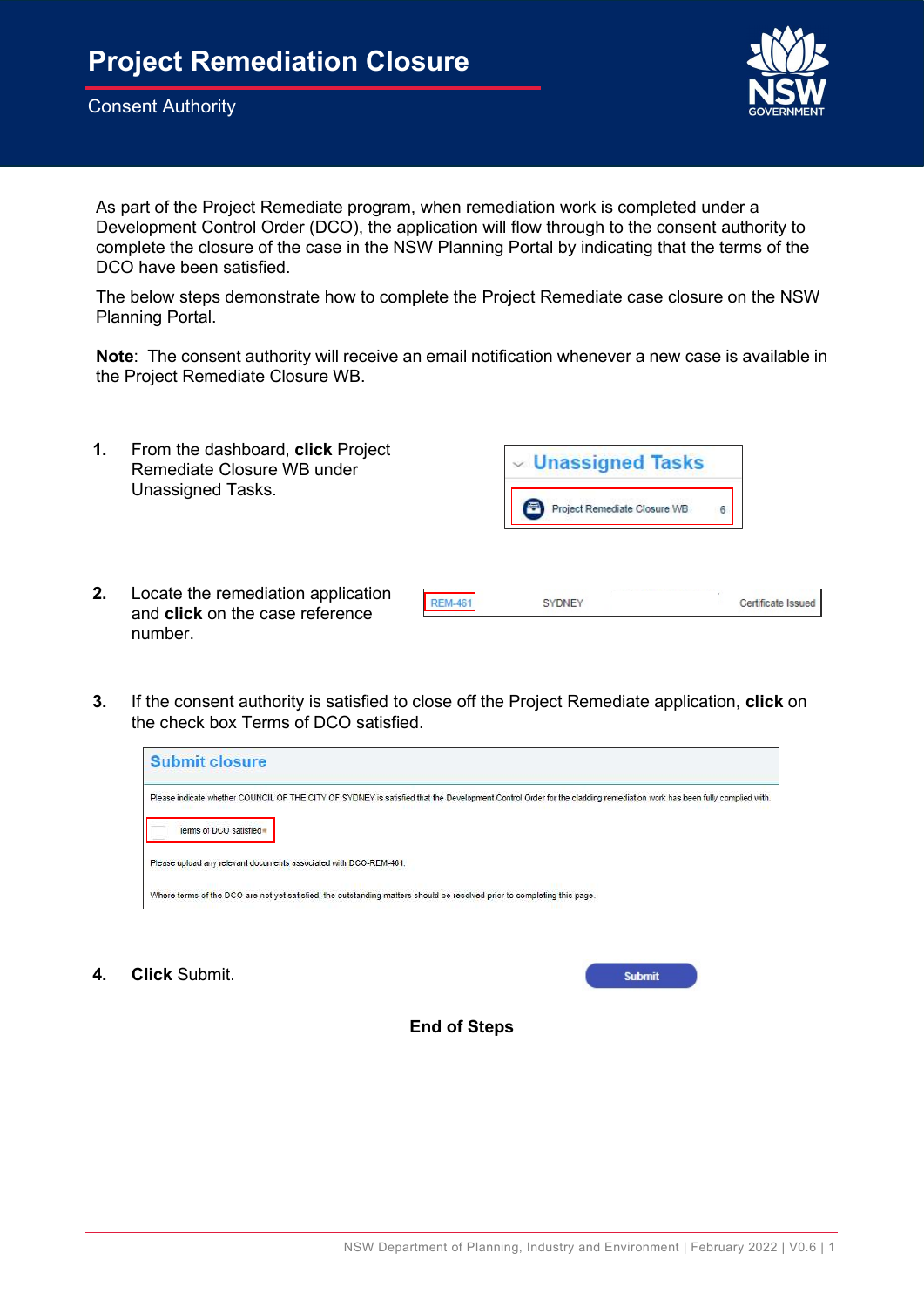# Project Remediation Closure

Consent Authority

As part of the Project Remediate program, when remediation work is completed under a Development Control Order (DCO), the application will flow through to the consent authority to complete the closure of the case in the NSW Planning Portal by indicating that the terms of the DCO have been satisfied.

The below steps demonstrate how to complete the Project Remediate case closure on the NSW Planning Portal.

**Note**: The consent authority will receive an email notification whenever a new case is available in the Project Remediate Closure WB.

1. From the dashboard, **click** Project Remediate Closure WB under Unassigned Tasks.

   Unassigned Tasks
   Project Remediate Closure WB 6

2. Locate the remediation application and **click** on the case reference number.

   REM-461 SYDNEY Certificate Issued

3. If the consent authority is satisfied to close off the Project Remediate application, **click** on the check box Terms of DCO satisfied.

   **Submit closure**

   Please indicate whether COUNCIL OF THE CITY OF SYDNEY is satisfied that the Development Control Order for the cladding remediation work has been fully complied with.

   Terms of DCO satisfied*

   Please upload any relevant documents associated with DCO-REM-461.

   Where terms of the DCO are not yet satisfied, the outstanding matters should be resolved prior to completing this page.

4. **Click** Submit.

   Submit

**End of Steps**

NSW Department of Planning, Industry and Environment | February 2022 | V0.6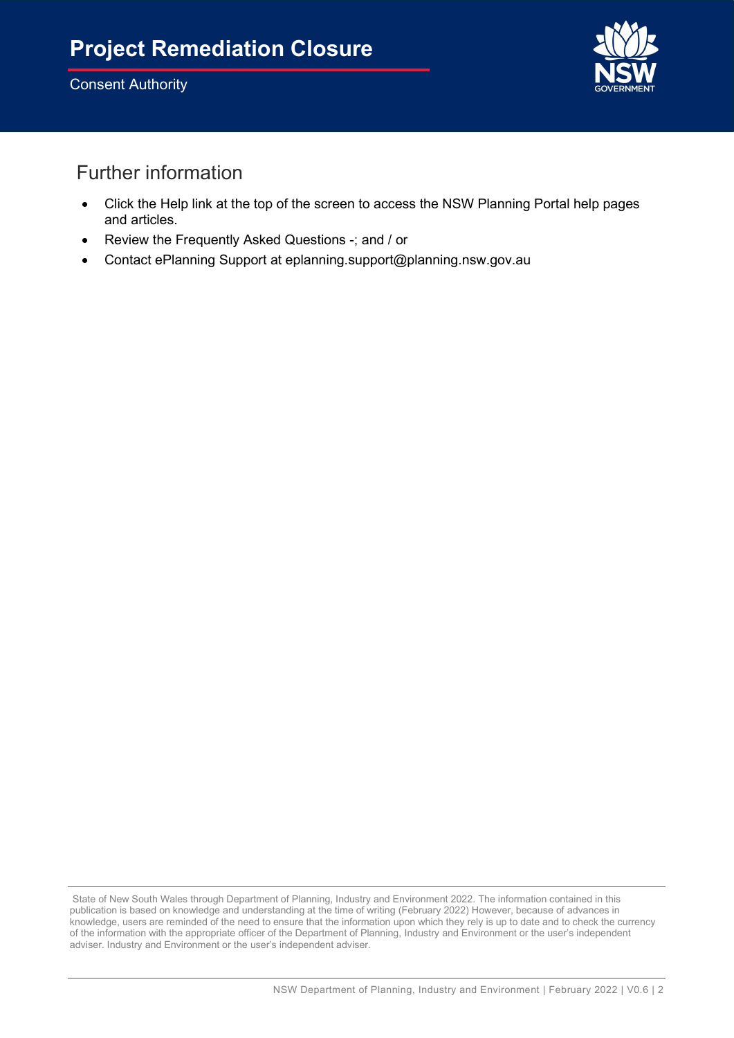## Further information

- Click the Help link at the top of the screen to access the NSW Planning Portal help pages and articles.
- Review the Frequently Asked Questions -; and / or
- Contact ePlanning Support at eplanning.support@planning.nsw.gov.au

State of New South Wales through Department of Planning, Industry and Environment 2022. The information contained in this publication is based on knowledge and understanding at the time of writing (February 2022) However, because of advances in knowledge, users are reminded of the need to ensure that the information upon which they rely is up to date and to check the currency of the information with the appropriate officer of the Department of Planning, Industry and Environment or the user's independent adviser. Industry and Environment or the user's independent adviser.